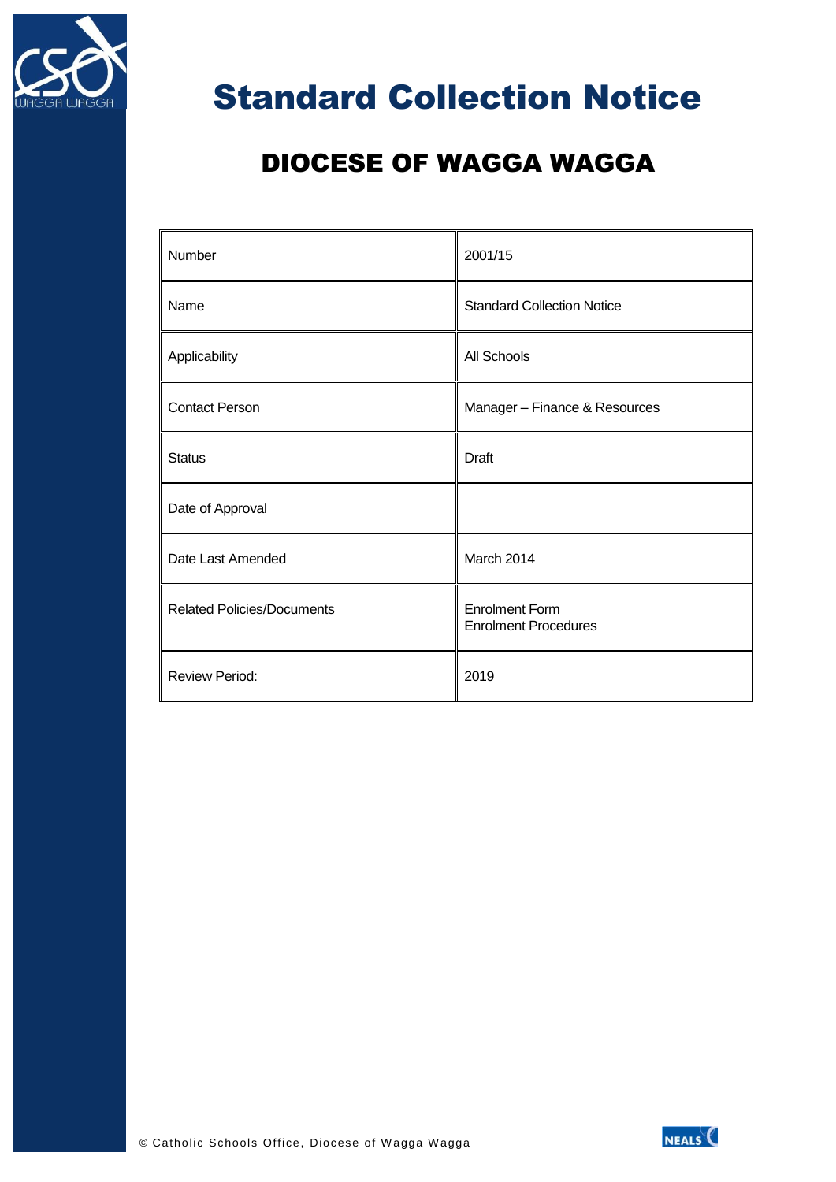# Standard Collection Notice

## DIOCESE OF WAGGA WAGGA

| Number | 2001/15 |
|---|---|
| Name | Standard Collection Notice |
| Applicability | All Schools |
| Contact Person | Manager – Finance & Resources |
| Status | Draft |
| Date of Approval | |
| Date Last Amended | March 2014 |
| Related Policies/Documents | Enrolment Form<br>Enrolment Procedures |
| Review Period: | 2019 |

© Catholic Schools Office, Diocese of Wagga Wagga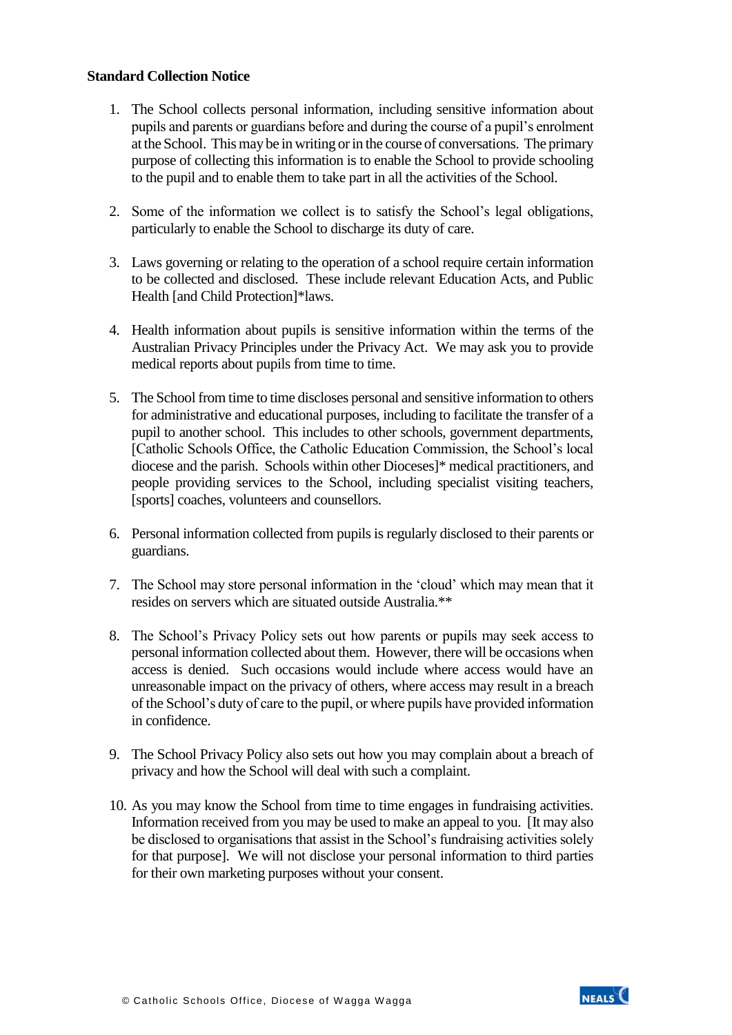**Standard Collection Notice**

1. The School collects personal information, including sensitive information about pupils and parents or guardians before and during the course of a pupil's enrolment at the School. This may be in writing or in the course of conversations. The primary purpose of collecting this information is to enable the School to provide schooling to the pupil and to enable them to take part in all the activities of the School.

2. Some of the information we collect is to satisfy the School's legal obligations, particularly to enable the School to discharge its duty of care.

3. Laws governing or relating to the operation of a school require certain information to be collected and disclosed. These include relevant Education Acts, and Public Health [and Child Protection]*laws.

4. Health information about pupils is sensitive information within the terms of the Australian Privacy Principles under the Privacy Act. We may ask you to provide medical reports about pupils from time to time.

5. The School from time to time discloses personal and sensitive information to others for administrative and educational purposes, including to facilitate the transfer of a pupil to another school. This includes to other schools, government departments, [Catholic Schools Office, the Catholic Education Commission, the School's local diocese and the parish. Schools within other Dioceses]* medical practitioners, and people providing services to the School, including specialist visiting teachers, [sports] coaches, volunteers and counsellors.

6. Personal information collected from pupils is regularly disclosed to their parents or guardians.

7. The School may store personal information in the 'cloud' which may mean that it resides on servers which are situated outside Australia.**

8. The School's Privacy Policy sets out how parents or pupils may seek access to personal information collected about them. However, there will be occasions when access is denied. Such occasions would include where access would have an unreasonable impact on the privacy of others, where access may result in a breach of the School's duty of care to the pupil, or where pupils have provided information in confidence.

9. The School Privacy Policy also sets out how you may complain about a breach of privacy and how the School will deal with such a complaint.

10. As you may know the School from time to time engages in fundraising activities. Information received from you may be used to make an appeal to you. [It may also be disclosed to organisations that assist in the School's fundraising activities solely for that purpose]. We will not disclose your personal information to third parties for their own marketing purposes without your consent.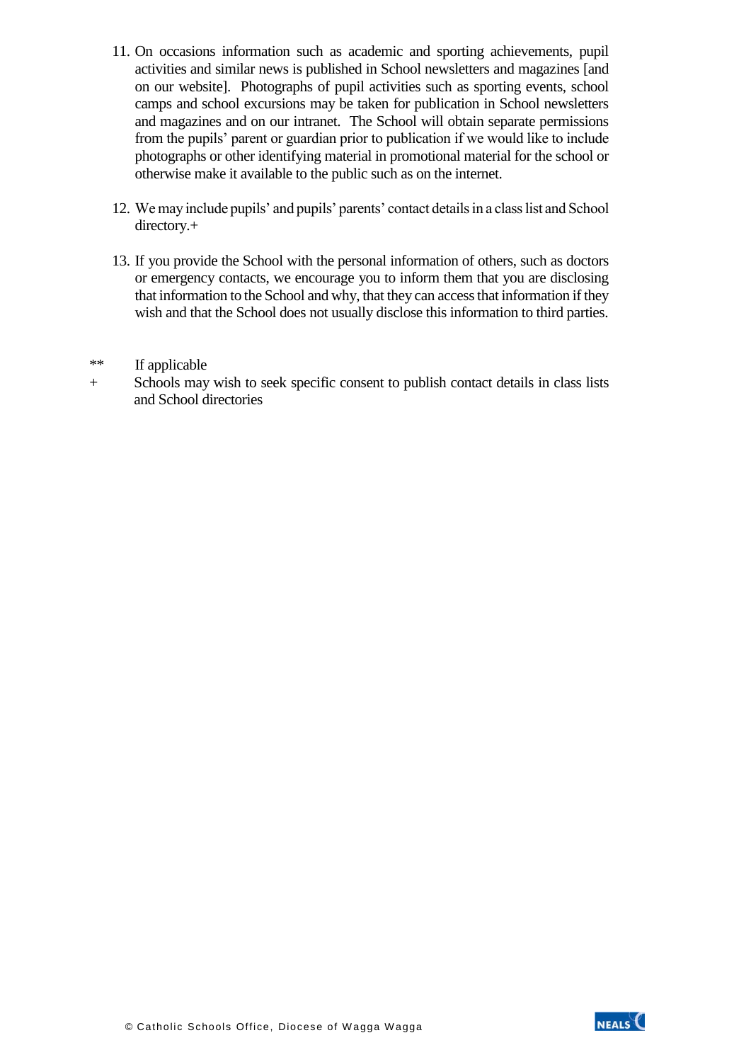11. On occasions information such as academic and sporting achievements, pupil activities and similar news is published in School newsletters and magazines [and on our website]. Photographs of pupil activities such as sporting events, school camps and school excursions may be taken for publication in School newsletters and magazines and on our intranet. The School will obtain separate permissions from the pupils' parent or guardian prior to publication if we would like to include photographs or other identifying material in promotional material for the school or otherwise make it available to the public such as on the internet.

12. We may include pupils' and pupils' parents' contact details in a class list and School directory.+

13. If you provide the School with the personal information of others, such as doctors or emergency contacts, we encourage you to inform them that you are disclosing that information to the School and why, that they can access that information if they wish and that the School does not usually disclose this information to third parties.

** If applicable

\+ Schools may wish to seek specific consent to publish contact details in class lists and School directories

© Catholic Schools Office, Diocese of Wagga Wagga